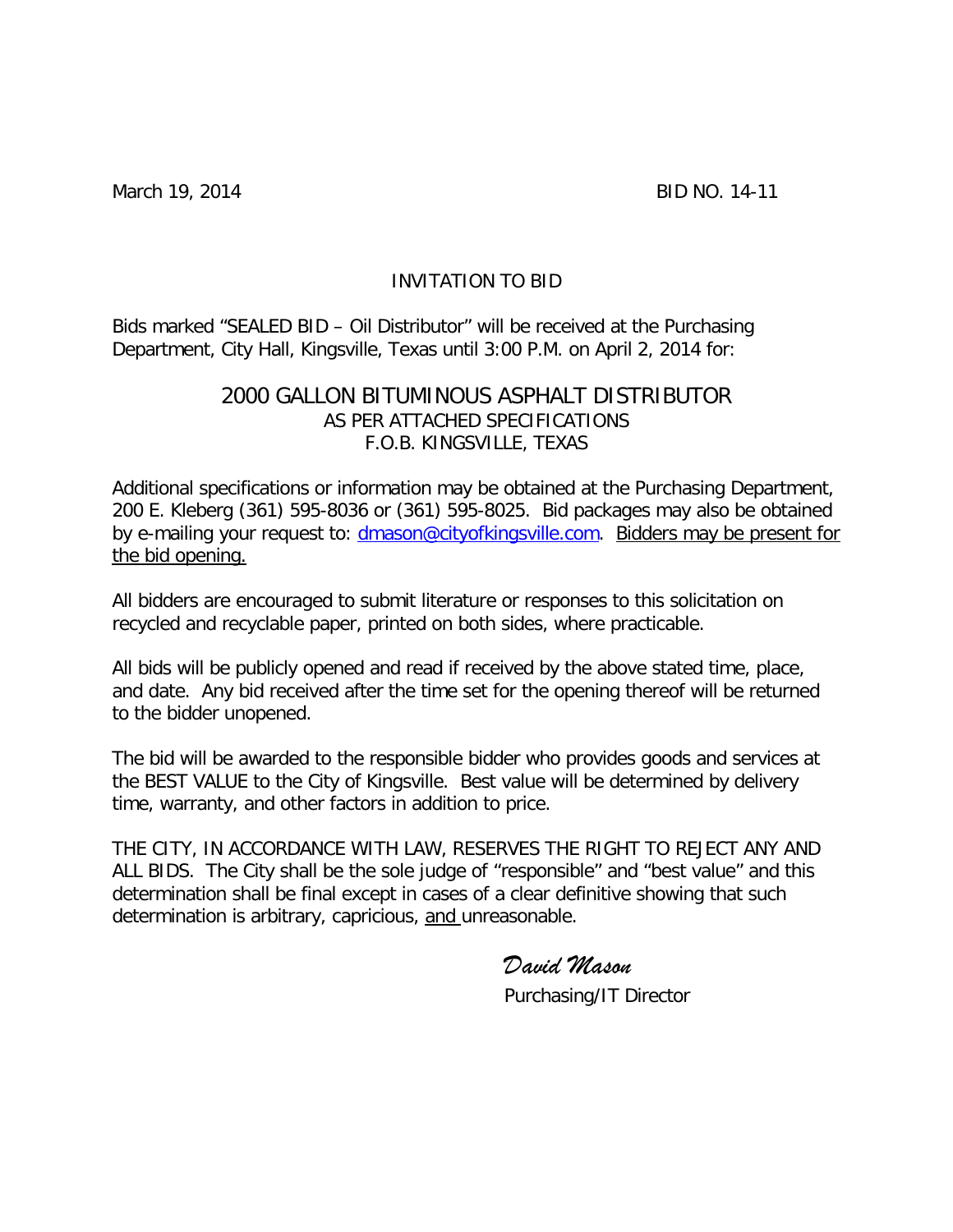March 19, 2014 BID NO. 14-11

INVITATION TO BID

Bids marked "SEALED BID – Oil Distributor" will be received at the Purchasing Department, City Hall, Kingsville, Texas until 3:00 P.M. on April 2, 2014 for:

## 2000 GALLON BITUMINOUS ASPHALT DISTRIBUTOR

AS PER ATTACHED SPECIFICATIONS
F.O.B. KINGSVILLE, TEXAS

Additional specifications or information may be obtained at the Purchasing Department, 200 E. Kleberg (361) 595-8036 or (361) 595-8025. Bid packages may also be obtained by e-mailing your request to: dmason@cityofkingsville.com. Bidders may be present for the bid opening.

All bidders are encouraged to submit literature or responses to this solicitation on recycled and recyclable paper, printed on both sides, where practicable.

All bids will be publicly opened and read if received by the above stated time, place, and date. Any bid received after the time set for the opening thereof will be returned to the bidder unopened.

The bid will be awarded to the responsible bidder who provides goods and services at the BEST VALUE to the City of Kingsville. Best value will be determined by delivery time, warranty, and other factors in addition to price.

THE CITY, IN ACCORDANCE WITH LAW, RESERVES THE RIGHT TO REJECT ANY AND ALL BIDS. The City shall be the sole judge of "responsible" and "best value" and this determination shall be final except in cases of a clear definitive showing that such determination is arbitrary, capricious, and unreasonable.

*David Mason*
Purchasing/IT Director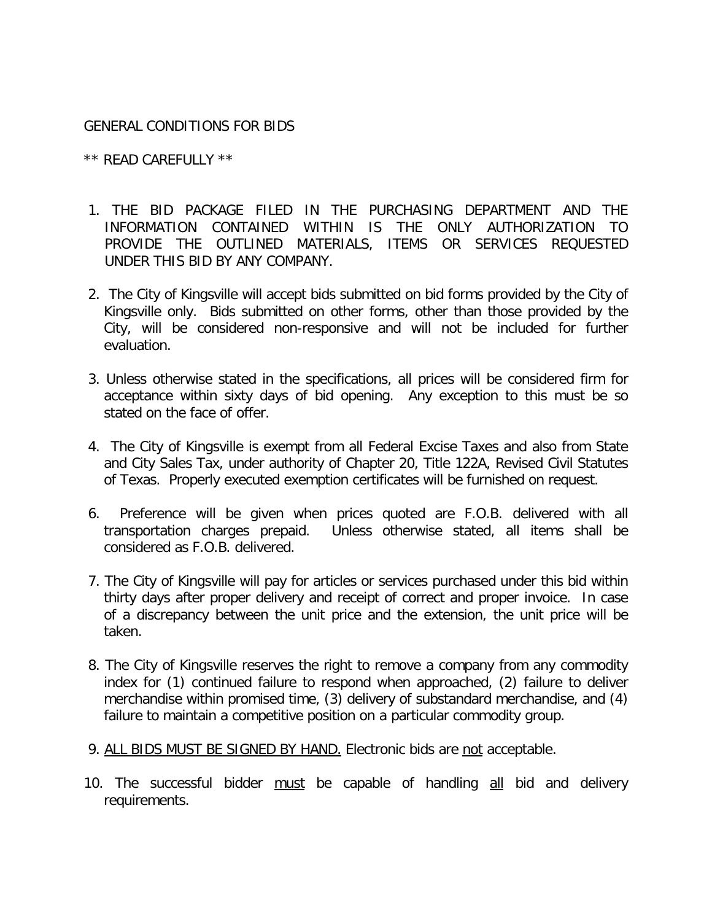GENERAL CONDITIONS FOR BIDS

** READ CAREFULLY **

1. THE BID PACKAGE FILED IN THE PURCHASING DEPARTMENT AND THE INFORMATION CONTAINED WITHIN IS THE ONLY AUTHORIZATION TO PROVIDE THE OUTLINED MATERIALS, ITEMS OR SERVICES REQUESTED UNDER THIS BID BY ANY COMPANY.

2. The City of Kingsville will accept bids submitted on bid forms provided by the City of Kingsville only. Bids submitted on other forms, other than those provided by the City, will be considered non-responsive and will not be included for further evaluation.

3. Unless otherwise stated in the specifications, all prices will be considered firm for acceptance within sixty days of bid opening. Any exception to this must be so stated on the face of offer.

4. The City of Kingsville is exempt from all Federal Excise Taxes and also from State and City Sales Tax, under authority of Chapter 20, Title 122A, Revised Civil Statutes of Texas. Properly executed exemption certificates will be furnished on request.

6. Preference will be given when prices quoted are F.O.B. delivered with all transportation charges prepaid. Unless otherwise stated, all items shall be considered as F.O.B. delivered.

7. The City of Kingsville will pay for articles or services purchased under this bid within thirty days after proper delivery and receipt of correct and proper invoice. In case of a discrepancy between the unit price and the extension, the unit price will be taken.

8. The City of Kingsville reserves the right to remove a company from any commodity index for (1) continued failure to respond when approached, (2) failure to deliver merchandise within promised time, (3) delivery of substandard merchandise, and (4) failure to maintain a competitive position on a particular commodity group.

9. <u>ALL BIDS MUST BE SIGNED BY HAND.</u> Electronic bids are <u>not</u> acceptable.

10. The successful bidder <u>must</u> be capable of handling <u>all</u> bid and delivery requirements.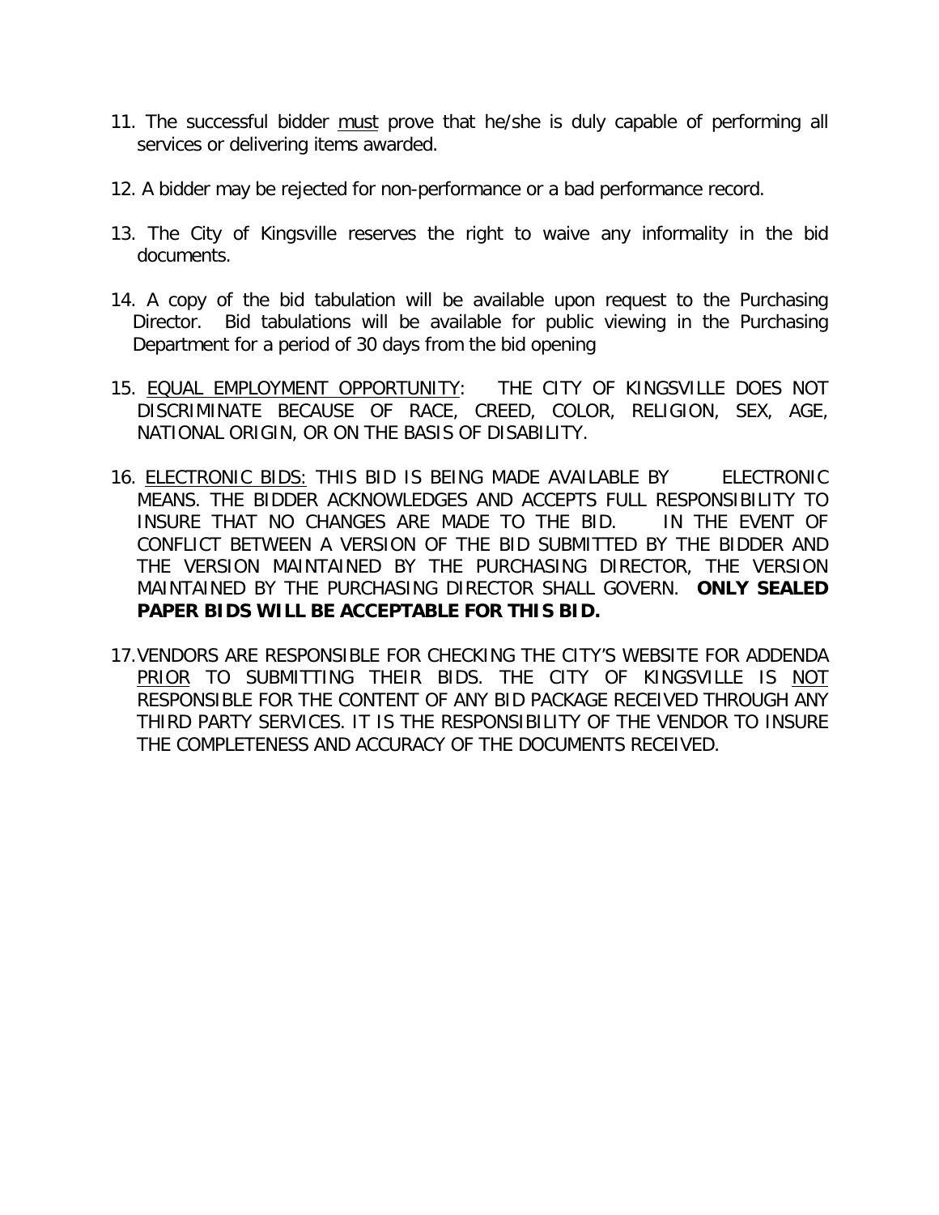11. The successful bidder must prove that he/she is duly capable of performing all services or delivering items awarded.

12. A bidder may be rejected for non-performance or a bad performance record.

13. The City of Kingsville reserves the right to waive any informality in the bid documents.

14. A copy of the bid tabulation will be available upon request to the Purchasing Director. Bid tabulations will be available for public viewing in the Purchasing Department for a period of 30 days from the bid opening

15. EQUAL EMPLOYMENT OPPORTUNITY: THE CITY OF KINGSVILLE DOES NOT DISCRIMINATE BECAUSE OF RACE, CREED, COLOR, RELIGION, SEX, AGE, NATIONAL ORIGIN, OR ON THE BASIS OF DISABILITY.

16. ELECTRONIC BIDS: THIS BID IS BEING MADE AVAILABLE BY ELECTRONIC MEANS. THE BIDDER ACKNOWLEDGES AND ACCEPTS FULL RESPONSIBILITY TO INSURE THAT NO CHANGES ARE MADE TO THE BID. IN THE EVENT OF CONFLICT BETWEEN A VERSION OF THE BID SUBMITTED BY THE BIDDER AND THE VERSION MAINTAINED BY THE PURCHASING DIRECTOR, THE VERSION MAINTAINED BY THE PURCHASING DIRECTOR SHALL GOVERN. **ONLY SEALED PAPER BIDS WILL BE ACCEPTABLE FOR THIS BID.**

17. VENDORS ARE RESPONSIBLE FOR CHECKING THE CITY'S WEBSITE FOR ADDENDA PRIOR TO SUBMITTING THEIR BIDS. THE CITY OF KINGSVILLE IS NOT RESPONSIBLE FOR THE CONTENT OF ANY BID PACKAGE RECEIVED THROUGH ANY THIRD PARTY SERVICES. IT IS THE RESPONSIBILITY OF THE VENDOR TO INSURE THE COMPLETENESS AND ACCURACY OF THE DOCUMENTS RECEIVED.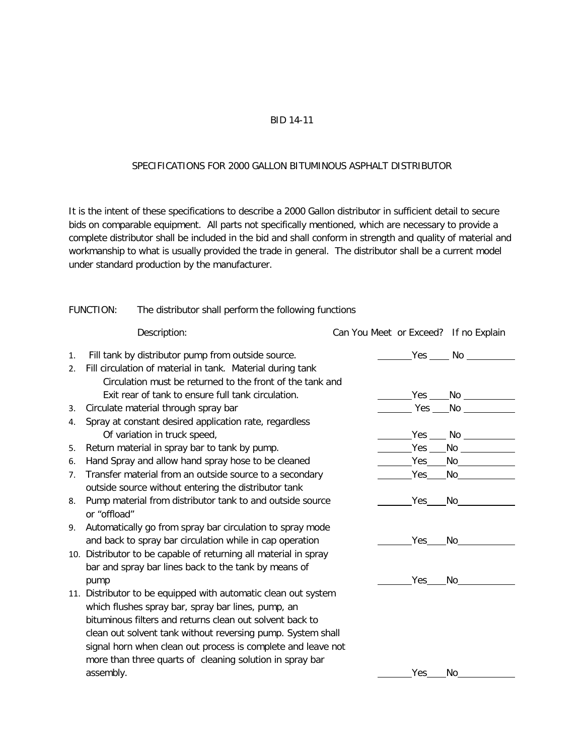BID 14-11

SPECIFICATIONS FOR 2000 GALLON BITUMINOUS ASPHALT DISTRIBUTOR

It is the intent of these specifications to describe a 2000 Gallon distributor in sufficient detail to secure bids on comparable equipment. All parts not specifically mentioned, which are necessary to provide a complete distributor shall be included in the bid and shall conform in strength and quality of material and workmanship to what is usually provided the trade in general. The distributor shall be a current model under standard production by the manufacturer.

FUNCTION: The distributor shall perform the following functions

| Description: | Can You Meet or Exceed? If no Explain |
|---|---|
| 1. Fill tank by distributor pump from outside source. | _____Yes ____ No _________ |
| 2. Fill circulation of material in tank. Material during tank Circulation must be returned to the front of the tank and Exit rear of tank to ensure full tank circulation. | _____Yes ____No _________ |
| 3. Circulate material through spray bar | _____Yes ____No _________ |
| 4. Spray at constant desired application rate, regardless Of variation in truck speed, | _____Yes ____No _________ |
| 5. Return material in spray bar to tank by pump. | _____Yes ____No _________ |
| 6. Hand Spray and allow hand spray hose to be cleaned | _____Yes ____No _________ |
| 7. Transfer material from an outside source to a secondary outside source without entering the distributor tank | _____Yes ____No _________ |
| 8. Pump material from distributor tank to and outside source or "offload" | _____Yes ____No _________ |
| 9. Automatically go from spray bar circulation to spray mode and back to spray bar circulation while in cap operation | _____Yes ____No _________ |
| 10. Distributor to be capable of returning all material in spray bar and spray bar lines back to the tank by means of pump | _____Yes ____No _________ |
| 11. Distributor to be equipped with automatic clean out system which flushes spray bar, spray bar lines, pump, an bituminous filters and returns clean out solvent back to clean out solvent tank without reversing pump. System shall signal horn when clean out process is complete and leave not more than three quarts of cleaning solution in spray bar assembly. | _____Yes ____No _________ |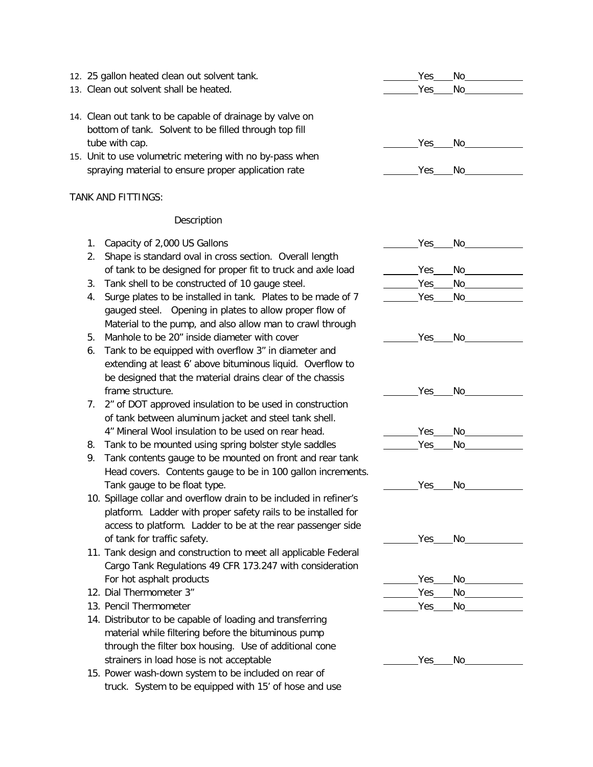12. 25 gallon heated clean out solvent tank. _______Yes____No___________
13. Clean out solvent shall be heated. _______Yes____No___________
14. Clean out tank to be capable of drainage by valve on bottom of tank. Solvent to be filled through top fill tube with cap. _______Yes____No___________
15. Unit to use volumetric metering with no by-pass when spraying material to ensure proper application rate _______Yes____No___________

TANK AND FITTINGS:

Description

1. Capacity of 2,000 US Gallons _______Yes____No___________
2. Shape is standard oval in cross section. Overall length of tank to be designed for proper fit to truck and axle load _______Yes____No___________
3. Tank shell to be constructed of 10 gauge steel. _______Yes____No___________
4. Surge plates to be installed in tank. Plates to be made of 7 gauged steel. Opening in plates to allow proper flow of Material to the pump, and also allow man to crawl through _______Yes____No___________
5. Manhole to be 20" inside diameter with cover _______Yes____No___________
6. Tank to be equipped with overflow 3" in diameter and extending at least 6' above bituminous liquid. Overflow to be designed that the material drains clear of the chassis frame structure. _______Yes____No___________
7. 2" of DOT approved insulation to be used in construction of tank between aluminum jacket and steel tank shell. 4" Mineral Wool insulation to be used on rear head. _______Yes____No___________
8. Tank to be mounted using spring bolster style saddles _______Yes____No___________
9. Tank contents gauge to be mounted on front and rear tank Head covers. Contents gauge to be in 100 gallon increments. Tank gauge to be float type. _______Yes____No___________
10. Spillage collar and overflow drain to be included in refiner's platform. Ladder with proper safety rails to be installed for access to platform. Ladder to be at the rear passenger side of tank for traffic safety. _______Yes____No___________
11. Tank design and construction to meet all applicable Federal Cargo Tank Regulations 49 CFR 173.247 with consideration For hot asphalt products _______Yes____No___________
12. Dial Thermometer 3" _______Yes____No___________
13. Pencil Thermometer _______Yes____No___________
14. Distributor to be capable of loading and transferring material while filtering before the bituminous pump through the filter box housing. Use of additional cone strainers in load hose is not acceptable _______Yes____No___________
15. Power wash-down system to be included on rear of truck. System to be equipped with 15' of hose and use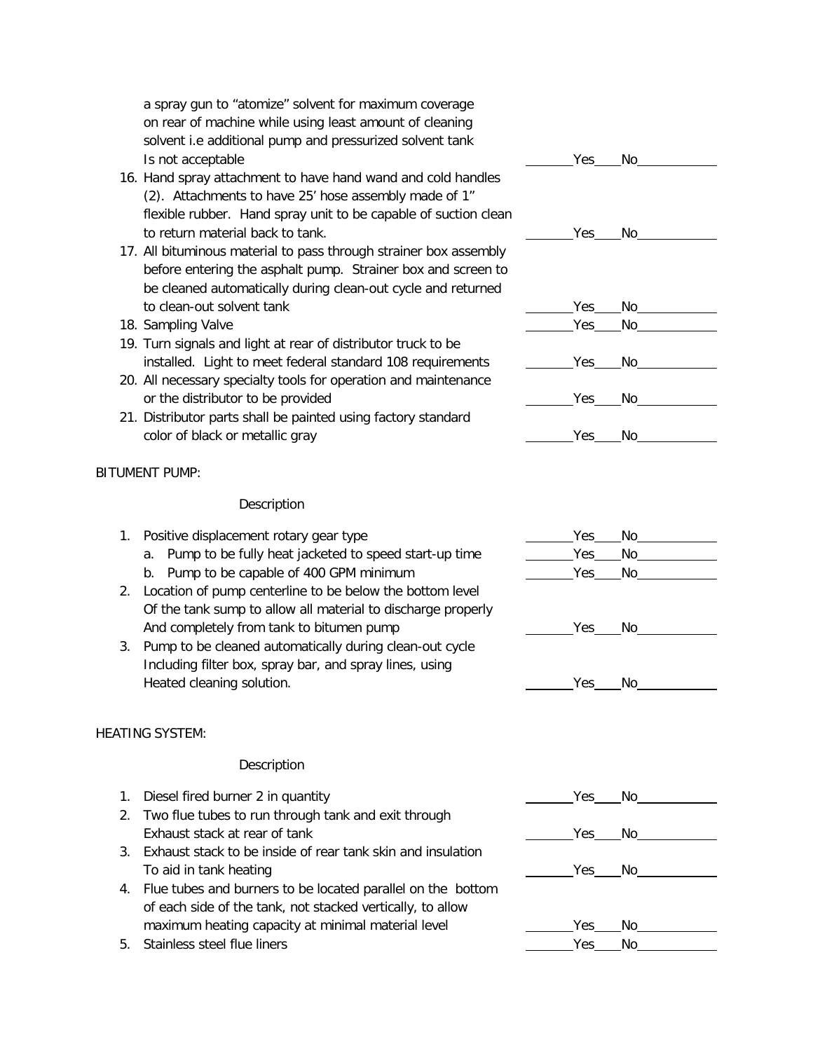a spray gun to "atomize" solvent for maximum coverage on rear of machine while using least amount of cleaning solvent i.e additional pump and pressurized solvent tank Is not acceptable ______Yes____No__________

16. Hand spray attachment to have hand wand and cold handles (2). Attachments to have 25' hose assembly made of 1" flexible rubber. Hand spray unit to be capable of suction clean to return material back to tank. ______Yes____No__________
17. All bituminous material to pass through strainer box assembly before entering the asphalt pump. Strainer box and screen to be cleaned automatically during clean-out cycle and returned to clean-out solvent tank ______Yes____No__________
18. Sampling Valve ______Yes____No__________
19. Turn signals and light at rear of distributor truck to be installed. Light to meet federal standard 108 requirements ______Yes____No__________
20. All necessary specialty tools for operation and maintenance or the distributor to be provided ______Yes____No__________
21. Distributor parts shall be painted using factory standard color of black or metallic gray ______Yes____No__________

BITUMENT PUMP:

Description

1. Positive displacement rotary gear type ______Yes____No__________
   a. Pump to be fully heat jacketed to speed start-up time ______Yes____No__________
   b. Pump to be capable of 400 GPM minimum ______Yes____No__________
2. Location of pump centerline to be below the bottom level Of the tank sump to allow all material to discharge properly And completely from tank to bitumen pump ______Yes____No__________
3. Pump to be cleaned automatically during clean-out cycle Including filter box, spray bar, and spray lines, using Heated cleaning solution. ______Yes____No__________

HEATING SYSTEM:

Description

1. Diesel fired burner 2 in quantity ______Yes____No__________
2. Two flue tubes to run through tank and exit through Exhaust stack at rear of tank ______Yes____No__________
3. Exhaust stack to be inside of rear tank skin and insulation To aid in tank heating ______Yes____No__________
4. Flue tubes and burners to be located parallel on the bottom of each side of the tank, not stacked vertically, to allow maximum heating capacity at minimal material level ______Yes____No__________
5. Stainless steel flue liners ______Yes____No__________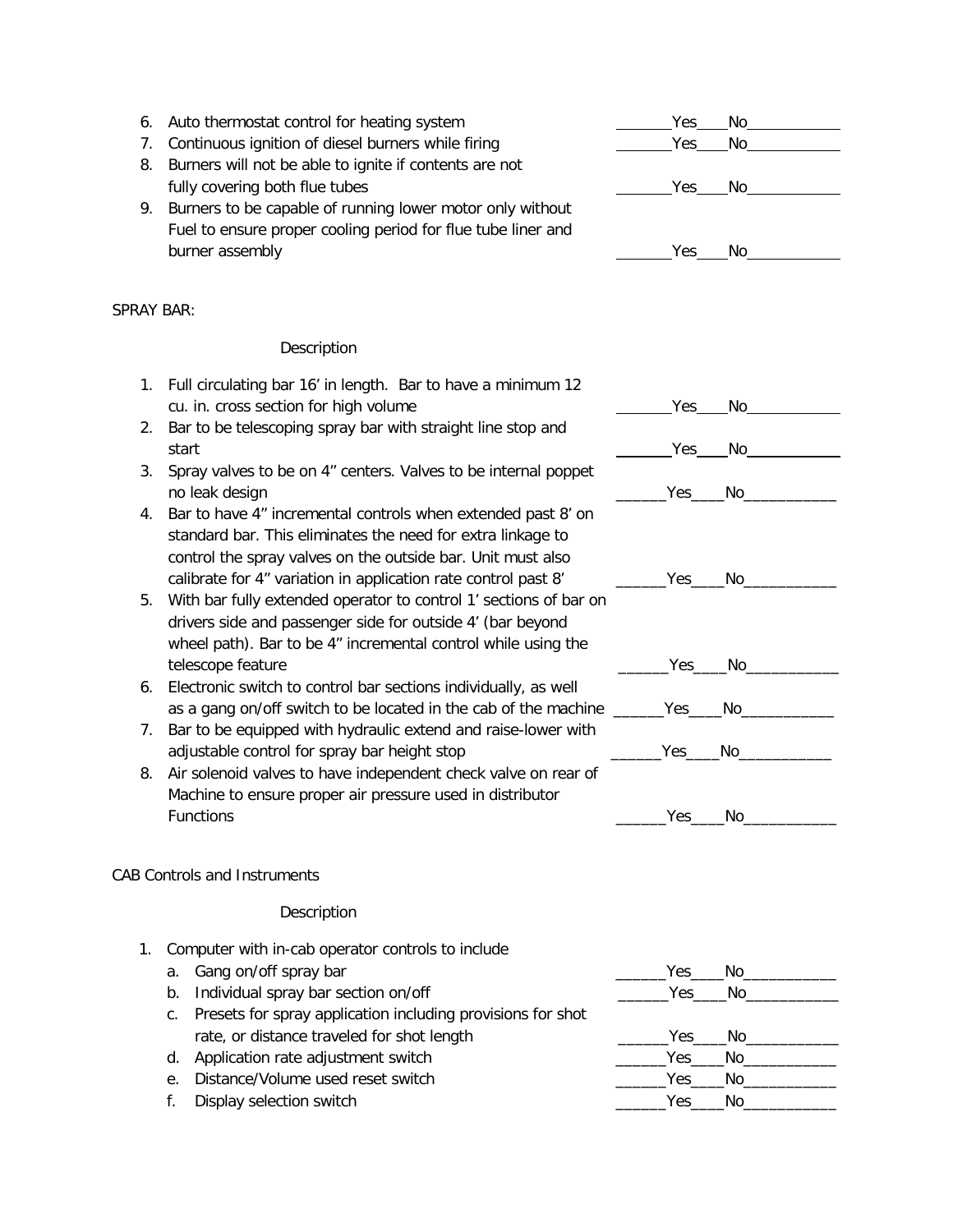6. Auto thermostat control for heating system _______Yes____No___________
7. Continuous ignition of diesel burners while firing _______Yes____No___________
8. Burners will not be able to ignite if contents are not fully covering both flue tubes _______Yes____No___________
9. Burners to be capable of running lower motor only without Fuel to ensure proper cooling period for flue tube liner and burner assembly _______Yes____No___________

SPRAY BAR:

Description

1. Full circulating bar 16' in length. Bar to have a minimum 12 cu. in. cross section for high volume _______Yes____No___________
2. Bar to be telescoping spray bar with straight line stop and start _______Yes____No___________
3. Spray valves to be on 4" centers. Valves to be internal poppet no leak design ______Yes____No___________
4. Bar to have 4" incremental controls when extended past 8' on standard bar. This eliminates the need for extra linkage to control the spray valves on the outside bar. Unit must also calibrate for 4" variation in application rate control past 8' ______Yes____No___________
5. With bar fully extended operator to control 1' sections of bar on drivers side and passenger side for outside 4' (bar beyond wheel path). Bar to be 4" incremental control while using the telescope feature ______Yes____No___________
6. Electronic switch to control bar sections individually, as well as a gang on/off switch to be located in the cab of the machine ______Yes____No___________
7. Bar to be equipped with hydraulic extend and raise-lower with adjustable control for spray bar height stop ______Yes____No___________
8. Air solenoid valves to have independent check valve on rear of Machine to ensure proper air pressure used in distributor Functions ______Yes____No___________

CAB Controls and Instruments

Description

1. Computer with in-cab operator controls to include
   a. Gang on/off spray bar ______Yes____No___________
   b. Individual spray bar section on/off ______Yes____No___________
   c. Presets for spray application including provisions for shot rate, or distance traveled for shot length ______Yes____No___________
   d. Application rate adjustment switch ______Yes____No___________
   e. Distance/Volume used reset switch ______Yes____No___________
   f. Display selection switch ______Yes____No___________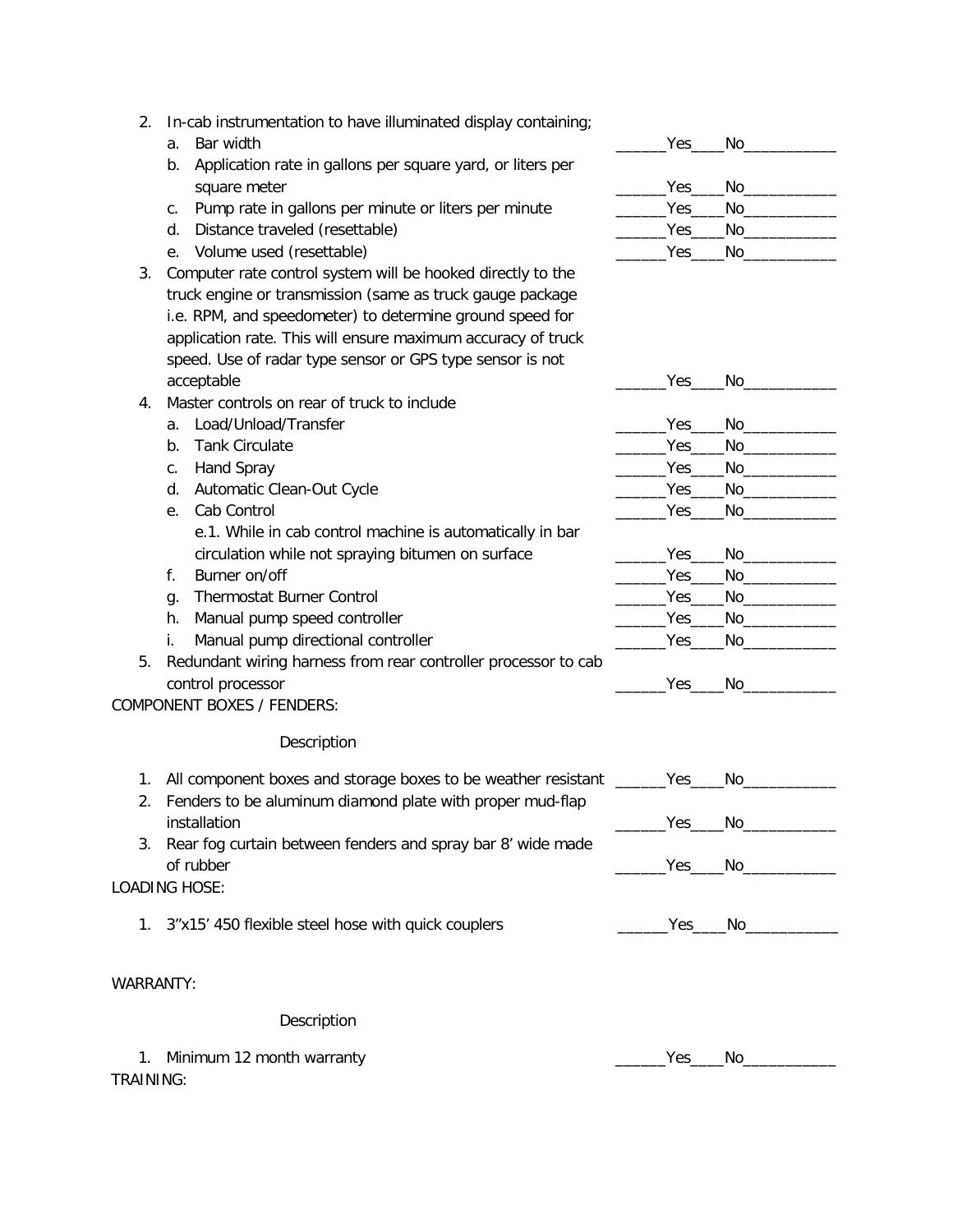2. In-cab instrumentation to have illuminated display containing;
   a. Bar width ______Yes____No___________
   b. Application rate in gallons per square yard, or liters per square meter ______Yes____No___________
   c. Pump rate in gallons per minute or liters per minute ______Yes____No___________
   d. Distance traveled (resettable) ______Yes____No___________
   e. Volume used (resettable) ______Yes____No___________
3. Computer rate control system will be hooked directly to the truck engine or transmission (same as truck gauge package i.e. RPM, and speedometer) to determine ground speed for application rate. This will ensure maximum accuracy of truck speed. Use of radar type sensor or GPS type sensor is not acceptable ______Yes____No___________
4. Master controls on rear of truck to include
   a. Load/Unload/Transfer ______Yes____No___________
   b. Tank Circulate ______Yes____No___________
   c. Hand Spray ______Yes____No___________
   d. Automatic Clean-Out Cycle ______Yes____No___________
   e. Cab Control ______Yes____No___________
      e.1. While in cab control machine is automatically in bar circulation while not spraying bitumen on surface ______Yes____No___________
   f. Burner on/off ______Yes____No___________
   g. Thermostat Burner Control ______Yes____No___________
   h. Manual pump speed controller ______Yes____No___________
   i. Manual pump directional controller ______Yes____No___________
5. Redundant wiring harness from rear controller processor to cab control processor ______Yes____No___________

COMPONENT BOXES / FENDERS:

Description

1. All component boxes and storage boxes to be weather resistant ______Yes____No___________
2. Fenders to be aluminum diamond plate with proper mud-flap installation ______Yes____No___________
3. Rear fog curtain between fenders and spray bar 8' wide made of rubber ______Yes____No___________

LOADING HOSE:

1. 3"x15' 450 flexible steel hose with quick couplers ______Yes____No___________

WARRANTY:

Description

1. Minimum 12 month warranty ______Yes____No___________

TRAINING: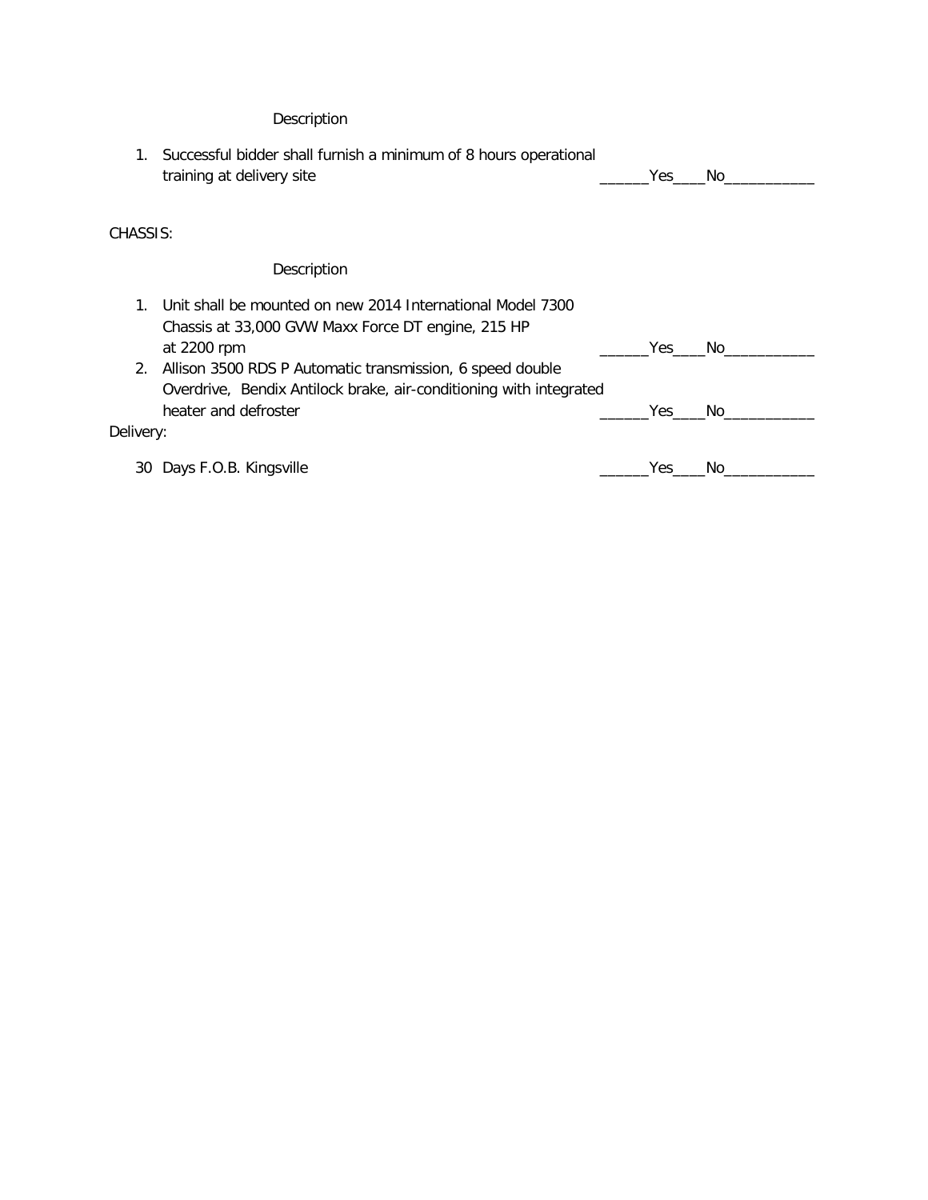Description

1. Successful bidder shall furnish a minimum of 8 hours operational training at delivery site ______Yes____No___________

CHASSIS:

Description

1. Unit shall be mounted on new 2014 International Model 7300 Chassis at 33,000 GVW Maxx Force DT engine, 215 HP at 2200 rpm ______Yes____No___________
2. Allison 3500 RDS P Automatic transmission, 6 speed double Overdrive, Bendix Antilock brake, air-conditioning with integrated heater and defroster ______Yes____No___________

Delivery:

30 Days F.O.B. Kingsville ______Yes____No___________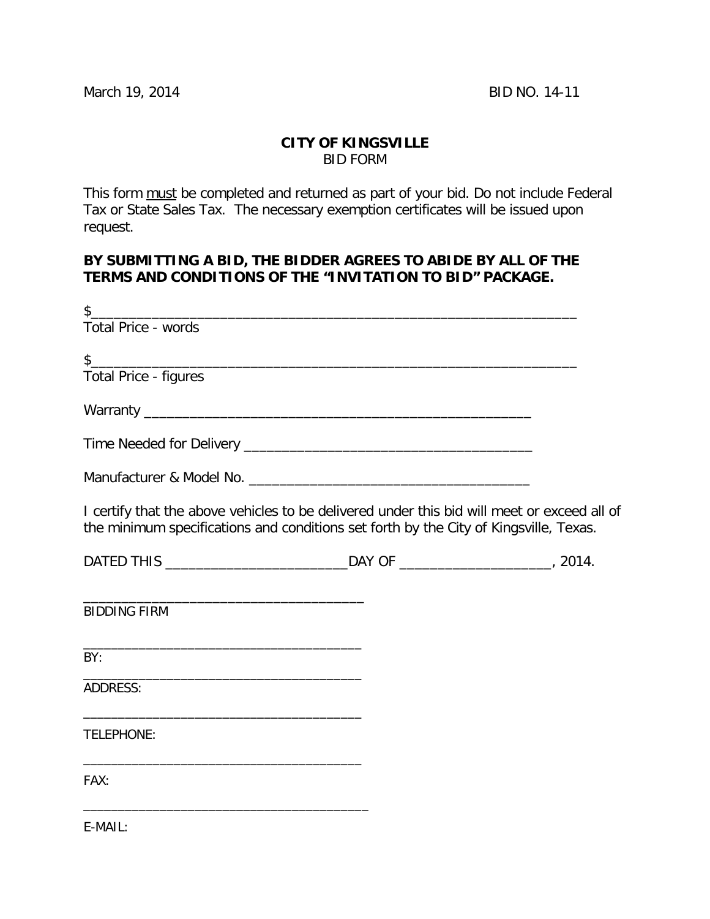March 19, 2014 BID NO. 14-11

**CITY OF KINGSVILLE**
BID FORM

This form <u>must</u> be completed and returned as part of your bid. Do not include Federal Tax or State Sales Tax. The necessary exemption certificates will be issued upon request.

**BY SUBMITTING A BID, THE BIDDER AGREES TO ABIDE BY ALL OF THE TERMS AND CONDITIONS OF THE "INVITATION TO BID" PACKAGE.**

$_________________________________________________________________
Total Price - words

$_________________________________________________________________
Total Price - figures

Warranty ___________________________________________________

Time Needed for Delivery _____________________________________

Manufacturer & Model No. ____________________________________

I certify that the above vehicles to be delivered under this bid will meet or exceed all of the minimum specifications and conditions set forth by the City of Kingsville, Texas.

DATED THIS _______________________DAY OF __________________, 2014.

_____________________________________
BIDDING FIRM

_____________________________________
BY:

_____________________________________
ADDRESS:

_____________________________________
TELEPHONE:

_____________________________________
FAX:

_____________________________________
E-MAIL: